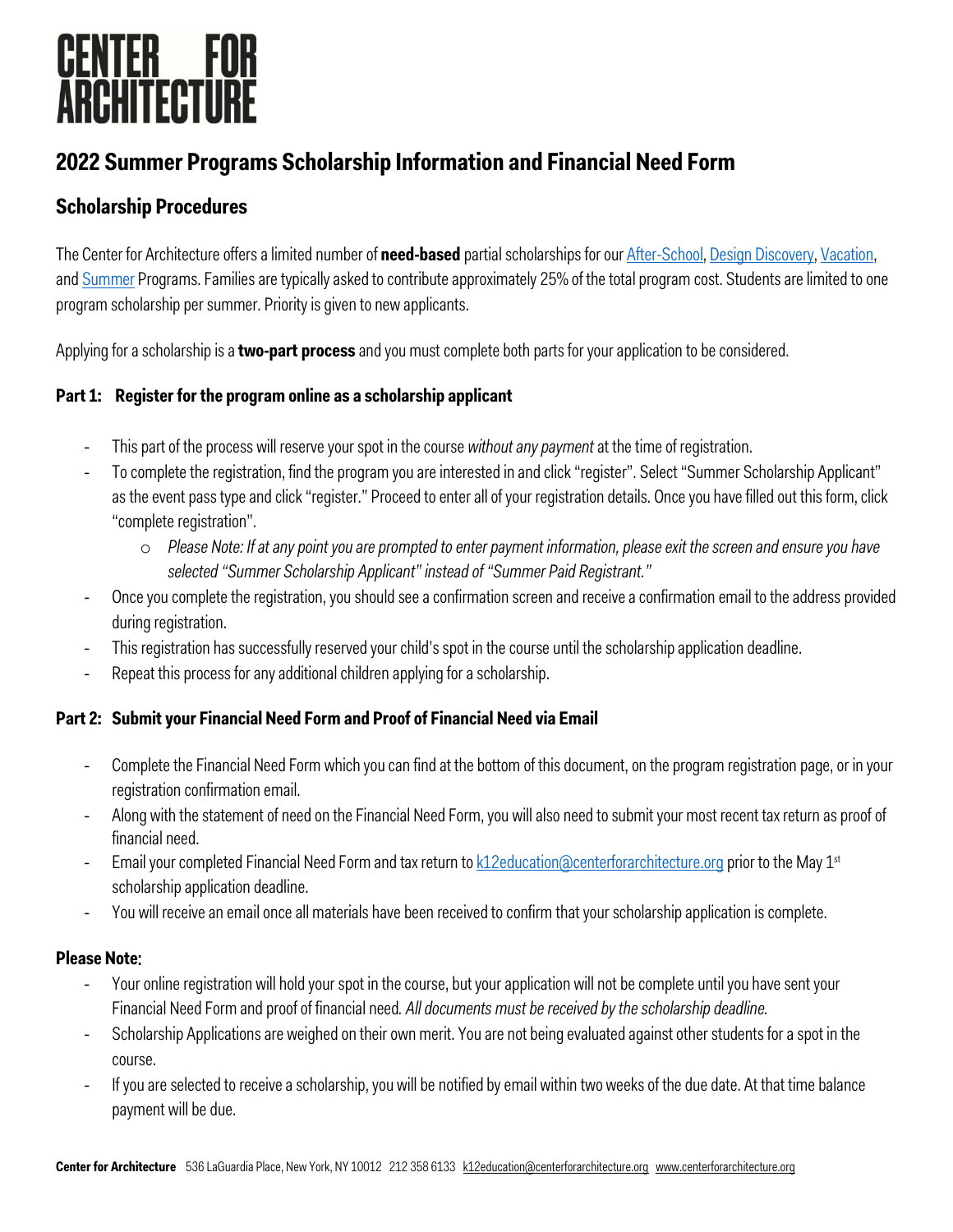# CENTER FOR ARCHITECTURE

## 2022 Summer Programs Scholarship Information and Financial Need Form

### Scholarship Procedures

The Center for Architecture offers a limited number of **need-based** partial scholarships for our After-School, Design Discovery, Vacation, and Summer Programs. Families are typically asked to contribute approximately 25% of the total program cost. Students are limited to one program scholarship per summer. Priority is given to new applicants.

Applying for a scholarship is a **two-part process** and you must complete both parts for your application to be considered.

#### Part 1: Register for the program online as a scholarship applicant

- This part of the process will reserve your spot in the course *without any payment* at the time of registration.
- To complete the registration, find the program you are interested in and click "register". Select "Summer Scholarship Applicant" as the event pass type and click "register." Proceed to enter all of your registration details. Once you have filled out this form, click "complete registration".
  - *Please Note: If at any point you are prompted to enter payment information, please exit the screen and ensure you have selected "Summer Scholarship Applicant" instead of "Summer Paid Registrant."*
- Once you complete the registration, you should see a confirmation screen and receive a confirmation email to the address provided during registration.
- This registration has successfully reserved your child's spot in the course until the scholarship application deadline.
- Repeat this process for any additional children applying for a scholarship.

#### Part 2: Submit your Financial Need Form and Proof of Financial Need via Email

- Complete the Financial Need Form which you can find at the bottom of this document, on the program registration page, or in your registration confirmation email.
- Along with the statement of need on the Financial Need Form, you will also need to submit your most recent tax return as proof of financial need.
- Email your completed Financial Need Form and tax return to k12education@centerforarchitecture.org prior to the May 1st scholarship application deadline.
- You will receive an email once all materials have been received to confirm that your scholarship application is complete.

**Please Note:**

- Your online registration will hold your spot in the course, but your application will not be complete until you have sent your Financial Need Form and proof of financial need. *All documents must be received by the scholarship deadline.*
- Scholarship Applications are weighed on their own merit. You are not being evaluated against other students for a spot in the course.
- If you are selected to receive a scholarship, you will be notified by email within two weeks of the due date. At that time balance payment will be due.

**Center for Architecture** 536 LaGuardia Place, New York, NY 10012 212 358 6133 k12education@centerforarchitecture.org www.centerforarchitecture.org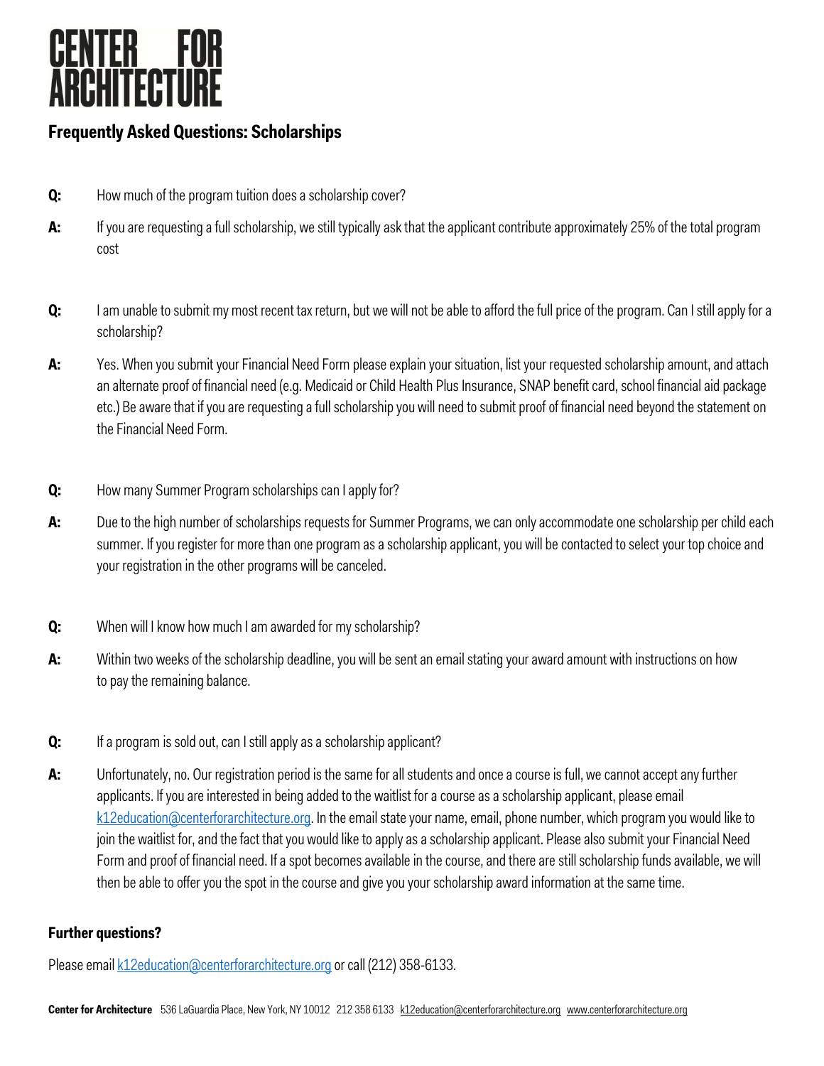# CENTER FOR ARCHITECTURE

## Frequently Asked Questions: Scholarships

**Q:** How much of the program tuition does a scholarship cover?

**A:** If you are requesting a full scholarship, we still typically ask that the applicant contribute approximately 25% of the total program cost

**Q:** I am unable to submit my most recent tax return, but we will not be able to afford the full price of the program. Can I still apply for a scholarship?

**A:** Yes. When you submit your Financial Need Form please explain your situation, list your requested scholarship amount, and attach an alternate proof of financial need (e.g. Medicaid or Child Health Plus Insurance, SNAP benefit card, school financial aid package etc.) Be aware that if you are requesting a full scholarship you will need to submit proof of financial need beyond the statement on the Financial Need Form.

**Q:** How many Summer Program scholarships can I apply for?

**A:** Due to the high number of scholarships requests for Summer Programs, we can only accommodate one scholarship per child each summer. If you register for more than one program as a scholarship applicant, you will be contacted to select your top choice and your registration in the other programs will be canceled.

**Q:** When will I know how much I am awarded for my scholarship?

**A:** Within two weeks of the scholarship deadline, you will be sent an email stating your award amount with instructions on how to pay the remaining balance.

**Q:** If a program is sold out, can I still apply as a scholarship applicant?

**A:** Unfortunately, no. Our registration period is the same for all students and once a course is full, we cannot accept any further applicants. If you are interested in being added to the waitlist for a course as a scholarship applicant, please email k12education@centerforarchitecture.org. In the email state your name, email, phone number, which program you would like to join the waitlist for, and the fact that you would like to apply as a scholarship applicant. Please also submit your Financial Need Form and proof of financial need. If a spot becomes available in the course, and there are still scholarship funds available, we will then be able to offer you the spot in the course and give you your scholarship award information at the same time.

### Further questions?

Please email k12education@centerforarchitecture.org or call (212) 358-6133.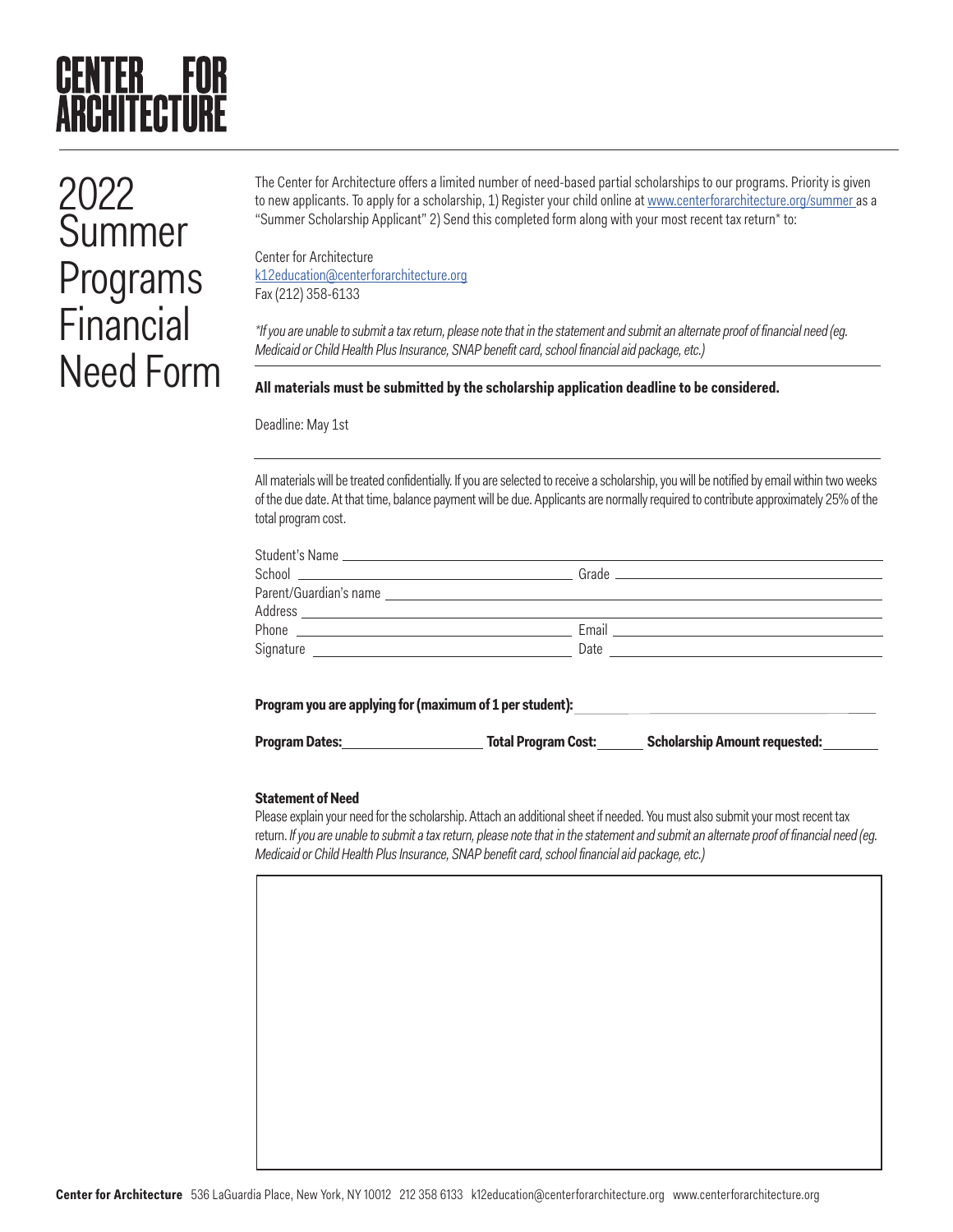# CENTER FOR ARCHITECTURE

# 2022 Summer Programs Financial Need Form

The Center for Architecture offers a limited number of need-based partial scholarships to our programs. Priority is given to new applicants. To apply for a scholarship, 1) Register your child online at www.centerforarchitecture.org/summer as a "Summer Scholarship Applicant" 2) Send this completed form along with your most recent tax return* to:

Center for Architecture
k12education@centerforarchitecture.org
Fax (212) 358-6133

*\*If you are unable to submit a tax return, please note that in the statement and submit an alternate proof of financial need (eg. Medicaid or Child Health Plus Insurance, SNAP benefit card, school financial aid package, etc.)*

**All materials must be submitted by the scholarship application deadline to be considered.**

Deadline: May 1st

All materials will be treated confidentially. If you are selected to receive a scholarship, you will be notified by email within two weeks of the due date. At that time, balance payment will be due. Applicants are normally required to contribute approximately 25% of the total program cost.

Student's Name ______________________________

School ______________________ Grade ______________________

Parent/Guardian's name ______________________________

Address ______________________________

Phone ______________________ Email ______________________

Signature ______________________ Date ______________________

**Program you are applying for (maximum of 1 per student):** ______________________

**Program Dates:** __________ **Total Program Cost:** ______ **Scholarship Amount requested:** ______

**Statement of Need**

Please explain your need for the scholarship. Attach an additional sheet if needed. You must also submit your most recent tax return. *If you are unable to submit a tax return, please note that in the statement and submit an alternate proof of financial need (eg. Medicaid or Child Health Plus Insurance, SNAP benefit card, school financial aid package, etc.)*

**Center for Architecture** 536 LaGuardia Place, New York, NY 10012 212 358 6133 k12education@centerforarchitecture.org www.centerforarchitecture.org